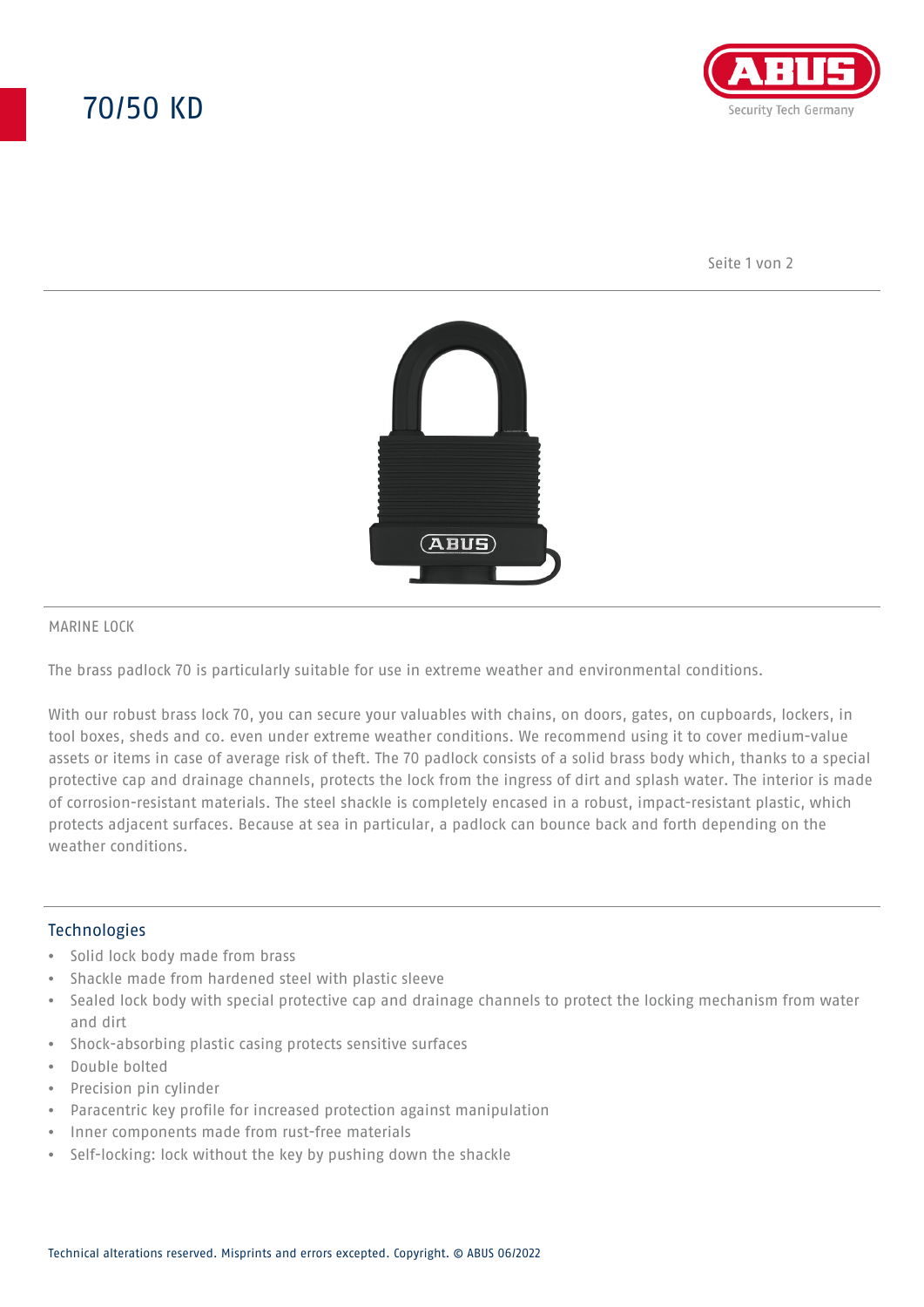# 70/50 KD

MARINE LOCK

The brass padlock 70 is particularly suitable for use in extreme weather and environmental conditions.

With our robust brass lock 70, you can secure your valuables with chains, on doors, gates, on cupboards, lockers, in tool boxes, sheds and co. even under extreme weather conditions. We recommend using it to cover medium-value assets or items in case of average risk of theft. The 70 padlock consists of a solid brass body which, thanks to a special protective cap and drainage channels, protects the lock from the ingress of dirt and splash water. The interior is made of corrosion-resistant materials. The steel shackle is completely encased in a robust, impact-resistant plastic, which protects adjacent surfaces. Because at sea in particular, a padlock can bounce back and forth depending on the weather conditions.

## Technologies

- Solid lock body made from brass
- Shackle made from hardened steel with plastic sleeve
- Sealed lock body with special protective cap and drainage channels to protect the locking mechanism from water and dirt
- Shock-absorbing plastic casing protects sensitive surfaces
- Double bolted
- Precision pin cylinder
- Paracentric key profile for increased protection against manipulation
- Inner components made from rust-free materials
- Self-locking: lock without the key by pushing down the shackle

Technical alterations reserved. Misprints and errors excepted. Copyright. © ABUS 06/2022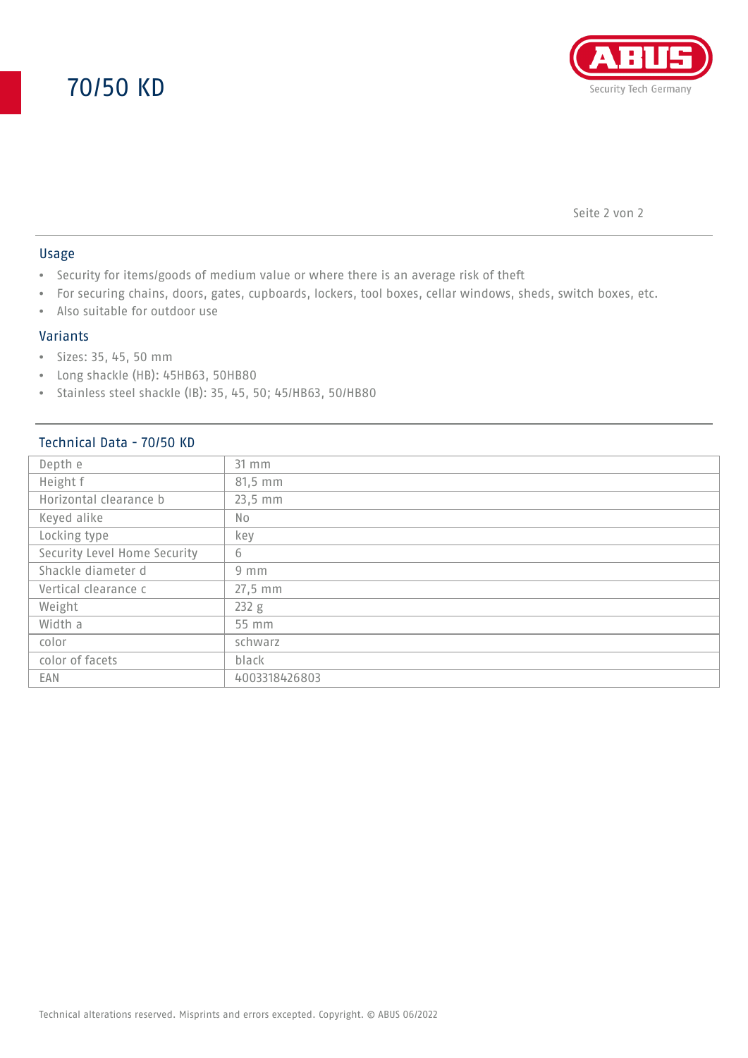# 70/50 KD

## Usage

- Security for items/goods of medium value or where there is an average risk of theft
- For securing chains, doors, gates, cupboards, lockers, tool boxes, cellar windows, sheds, switch boxes, etc.
- Also suitable for outdoor use

## Variants

- Sizes: 35, 45, 50 mm
- Long shackle (HB): 45HB63, 50HB80
- Stainless steel shackle (IB): 35, 45, 50; 45/HB63, 50/HB80

## Technical Data - 70/50 KD

| | |
|---|---|
| Depth e | 31 mm |
| Height f | 81,5 mm |
| Horizontal clearance b | 23,5 mm |
| Keyed alike | No |
| Locking type | key |
| Security Level Home Security | 6 |
| Shackle diameter d | 9 mm |
| Vertical clearance c | 27,5 mm |
| Weight | 232 g |
| Width a | 55 mm |
| color | schwarz |
| color of facets | black |
| EAN | 4003318426803 |

Technical alterations reserved. Misprints and errors excepted. Copyright. © ABUS 06/2022